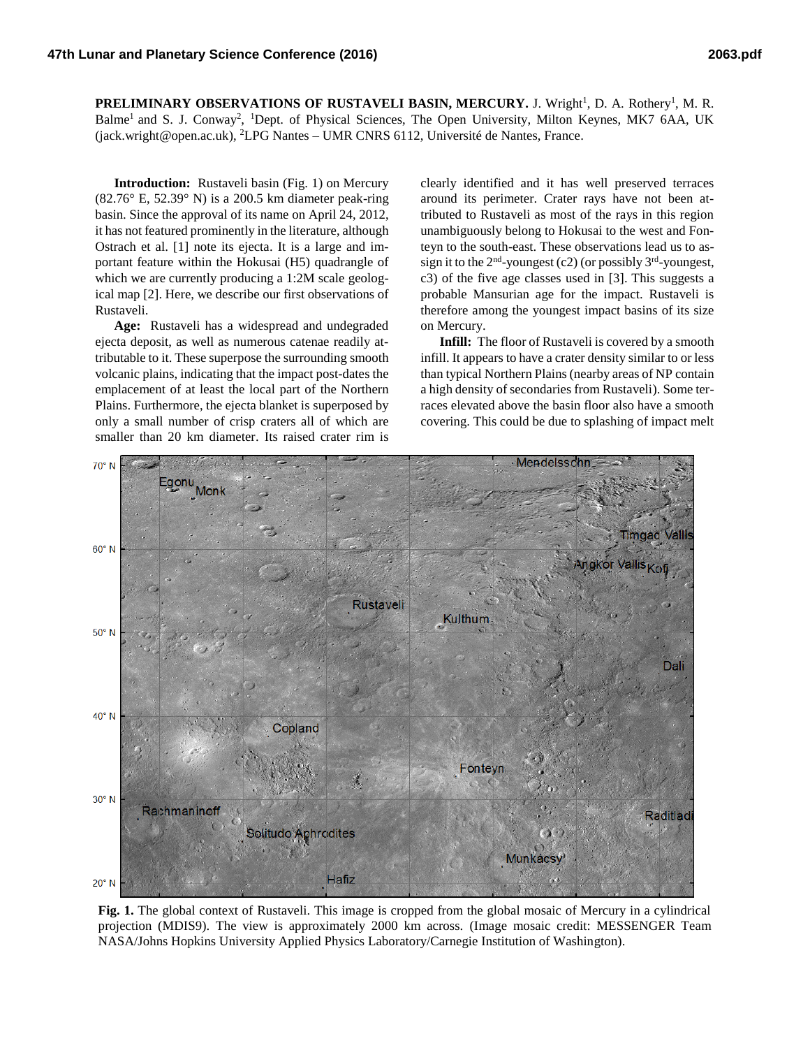**PRELIMINARY OBSERVATIONS OF RUSTAVELI BASIN, MERCURY.** J. Wright[1], D. A. Rothery[1], M. R. Balme[1] and S. J. Conway[2], [1]Dept. of Physical Sciences, The Open University, Milton Keynes, MK7 6AA, UK (jack.wright@open.ac.uk), [2]LPG Nantes – UMR CNRS 6112, Université de Nantes, France.

**Introduction:** Rustaveli basin (Fig. 1) on Mercury (82.76° E, 52.39° N) is a 200.5 km diameter peak-ring basin. Since the approval of its name on April 24, 2012, it has not featured prominently in the literature, although Ostrach et al. [1] note its ejecta. It is a large and important feature within the Hokusai (H5) quadrangle of which we are currently producing a 1:2M scale geological map [2]. Here, we describe our first observations of Rustaveli.

**Age:** Rustaveli has a widespread and undegraded ejecta deposit, as well as numerous catenae readily attributable to it. These superpose the surrounding smooth volcanic plains, indicating that the impact post-dates the emplacement of at least the local part of the Northern Plains. Furthermore, the ejecta blanket is superposed by only a small number of crisp craters all of which are smaller than 20 km diameter. Its raised crater rim is clearly identified and it has well preserved terraces around its perimeter. Crater rays have not been attributed to Rustaveli as most of the rays in this region unambiguously belong to Hokusai to the west and Fonteyn to the south-east. These observations lead us to assign it to the 2nd-youngest (c2) (or possibly 3rd-youngest, c3) of the five age classes used in [3]. This suggests a probable Mansurian age for the impact. Rustaveli is therefore among the youngest impact basins of its size on Mercury.

**Infill:** The floor of Rustaveli is covered by a smooth infill. It appears to have a crater density similar to or less than typical Northern Plains (nearby areas of NP contain a high density of secondaries from Rustaveli). Some terraces elevated above the basin floor also have a smooth covering. This could be due to splashing of impact melt

70° N
60° N
50° N
40° N
30° N
20° N
Mendelssohn
Egonu
Monk
Timgad Vallis
Angkor Vallis
Kofi
Rustaveli
Kulthum
Dali
Copland
Fonteyn
Rachmaninoff
Raditladi
Solitudo Aphrodites
Munkácsy
Hafiz

**Fig. 1.** The global context of Rustaveli. This image is cropped from the global mosaic of Mercury in a cylindrical projection (MDIS9). The view is approximately 2000 km across. (Image mosaic credit: MESSENGER Team NASA/Johns Hopkins University Applied Physics Laboratory/Carnegie Institution of Washington).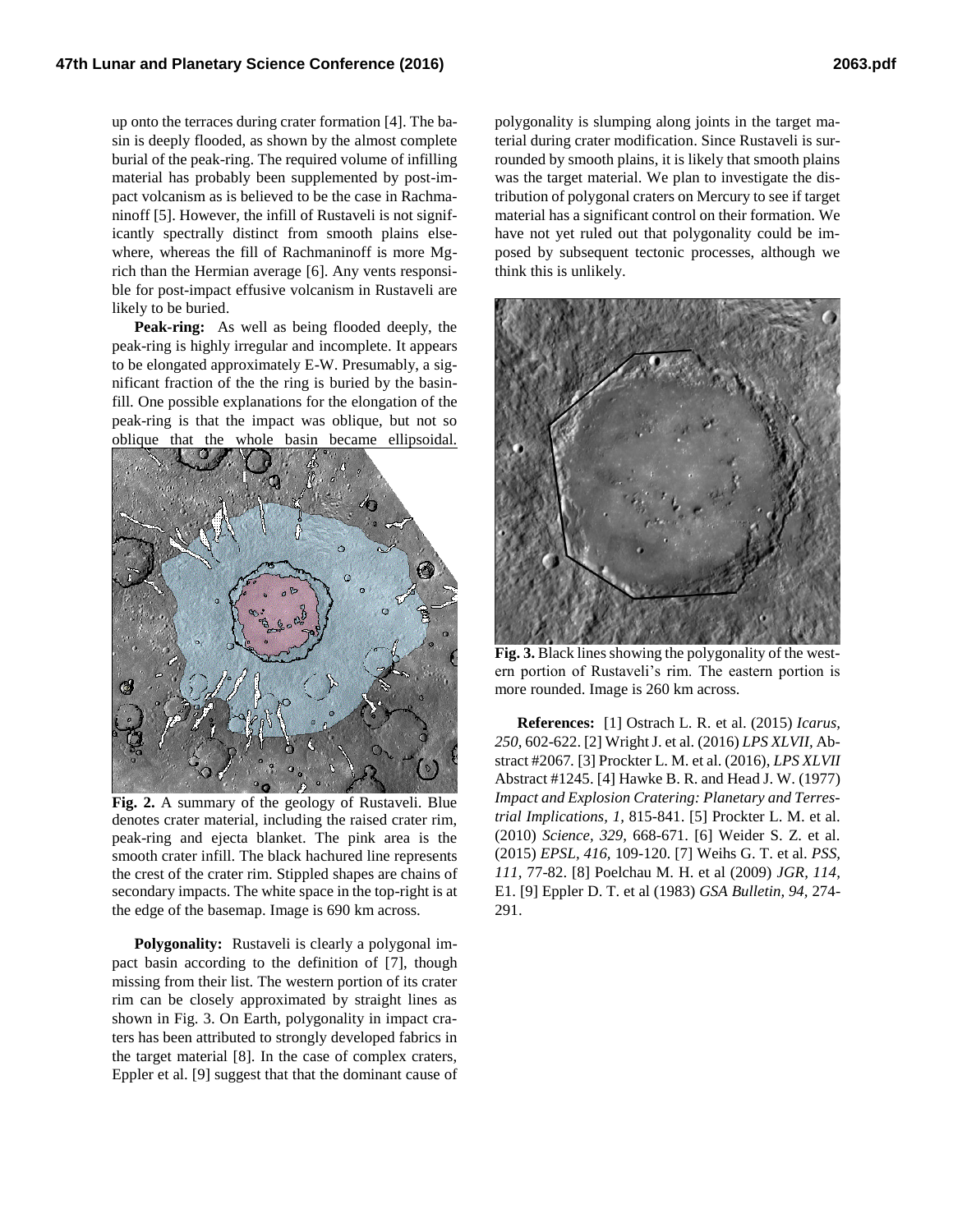up onto the terraces during crater formation [4]. The basin is deeply flooded, as shown by the almost complete burial of the peak-ring. The required volume of infilling material has probably been supplemented by post-impact volcanism as is believed to be the case in Rachmaninoff [5]. However, the infill of Rustaveli is not significantly spectrally distinct from smooth plains elsewhere, whereas the fill of Rachmaninoff is more Mg-rich than the Hermian average [6]. Any vents responsible for post-impact effusive volcanism in Rustaveli are likely to be buried.

**Peak-ring:** As well as being flooded deeply, the peak-ring is highly irregular and incomplete. It appears to be elongated approximately E-W. Presumably, a significant fraction of the the ring is buried by the basin-fill. One possible explanations for the elongation of the peak-ring is that the impact was oblique, but not so oblique that the whole basin became ellipsoidal.

**Fig. 2.** A summary of the geology of Rustaveli. Blue denotes crater material, including the raised crater rim, peak-ring and ejecta blanket. The pink area is the smooth crater infill. The black hachured line represents the crest of the crater rim. Stippled shapes are chains of secondary impacts. The white space in the top-right is at the edge of the basemap. Image is 690 km across.

**Polygonality:** Rustaveli is clearly a polygonal impact basin according to the definition of [7], though missing from their list. The western portion of its crater rim can be closely approximated by straight lines as shown in Fig. 3. On Earth, polygonality in impact craters has been attributed to strongly developed fabrics in the target material [8]. In the case of complex craters, Eppler et al. [9] suggest that that the dominant cause of polygonality is slumping along joints in the target material during crater modification. Since Rustaveli is surrounded by smooth plains, it is likely that smooth plains was the target material. We plan to investigate the distribution of polygonal craters on Mercury to see if target material has a significant control on their formation. We have not yet ruled out that polygonality could be imposed by subsequent tectonic processes, although we think this is unlikely.

**Fig. 3.** Black lines showing the polygonality of the western portion of Rustaveli's rim. The eastern portion is more rounded. Image is 260 km across.

**References:** [1] Ostrach L. R. et al. (2015) *Icarus, 250*, 602-622. [2] Wright J. et al. (2016) *LPS XLVII*, Abstract #2067. [3] Prockter L. M. et al. (2016), *LPS XLVII* Abstract #1245. [4] Hawke B. R. and Head J. W. (1977) *Impact and Explosion Cratering: Planetary and Terrestrial Implications, 1*, 815-841. [5] Prockter L. M. et al. (2010) *Science, 329*, 668-671. [6] Weider S. Z. et al. (2015) *EPSL, 416*, 109-120. [7] Weihs G. T. et al. *PSS, 111*, 77-82. [8] Poelchau M. H. et al (2009) *JGR, 114*, E1. [9] Eppler D. T. et al (1983) *GSA Bulletin, 94*, 274-291.